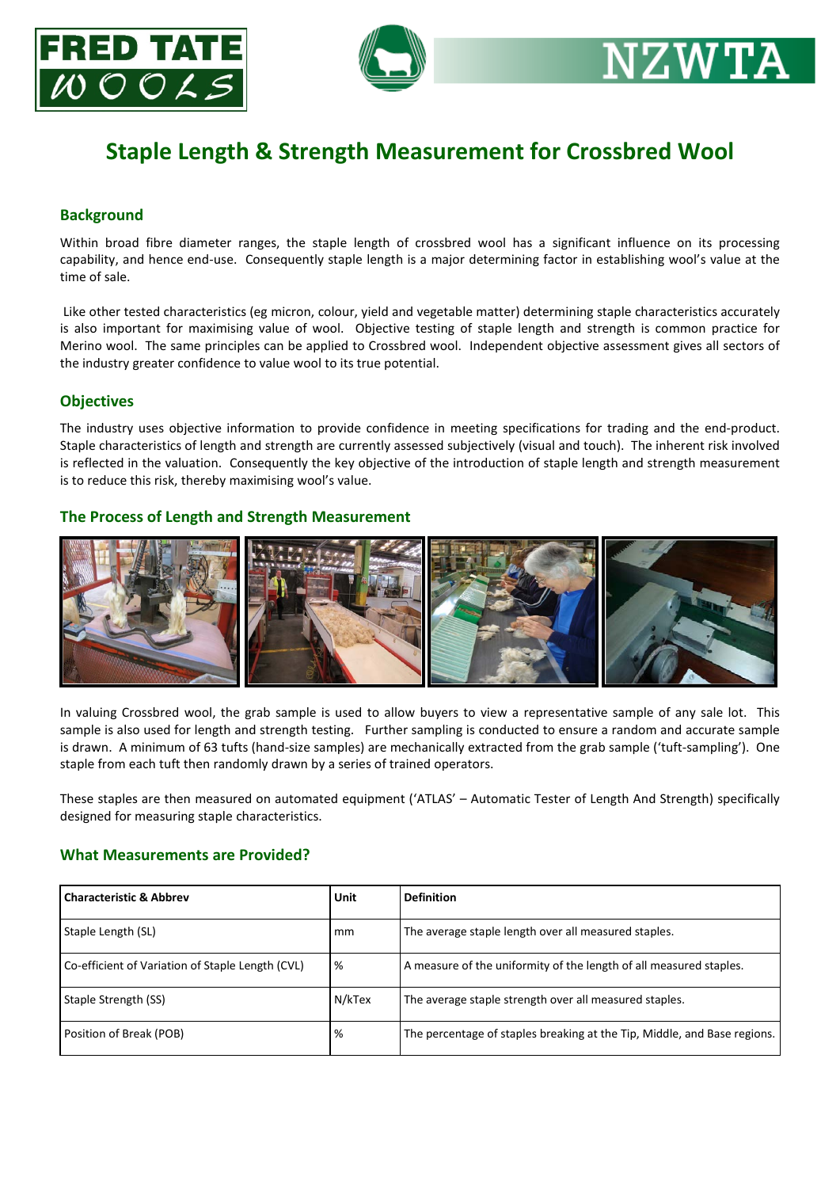# Staple Length & Strength Measurement for Crossbred Wool

## Background

Within broad fibre diameter ranges, the staple length of crossbred wool has a significant influence on its processing capability, and hence end-use. Consequently staple length is a major determining factor in establishing wool's value at the time of sale.

Like other tested characteristics (eg micron, colour, yield and vegetable matter) determining staple characteristics accurately is also important for maximising value of wool. Objective testing of staple length and strength is common practice for Merino wool. The same principles can be applied to Crossbred wool. Independent objective assessment gives all sectors of the industry greater confidence to value wool to its true potential.

## Objectives

The industry uses objective information to provide confidence in meeting specifications for trading and the end-product. Staple characteristics of length and strength are currently assessed subjectively (visual and touch). The inherent risk involved is reflected in the valuation. Consequently the key objective of the introduction of staple length and strength measurement is to reduce this risk, thereby maximising wool's value.

## The Process of Length and Strength Measurement

In valuing Crossbred wool, the grab sample is used to allow buyers to view a representative sample of any sale lot. This sample is also used for length and strength testing. Further sampling is conducted to ensure a random and accurate sample is drawn. A minimum of 63 tufts (hand-size samples) are mechanically extracted from the grab sample ('tuft-sampling'). One staple from each tuft then randomly drawn by a series of trained operators.

These staples are then measured on automated equipment ('ATLAS' – Automatic Tester of Length And Strength) specifically designed for measuring staple characteristics.

## What Measurements are Provided?

| Characteristic & Abbrev | Unit | Definition |
|---|---|---|
| Staple Length (SL) | mm | The average staple length over all measured staples. |
| Co-efficient of Variation of Staple Length (CVL) | % | A measure of the uniformity of the length of all measured staples. |
| Staple Strength (SS) | N/kTex | The average staple strength over all measured staples. |
| Position of Break (POB) | % | The percentage of staples breaking at the Tip, Middle, and Base regions. |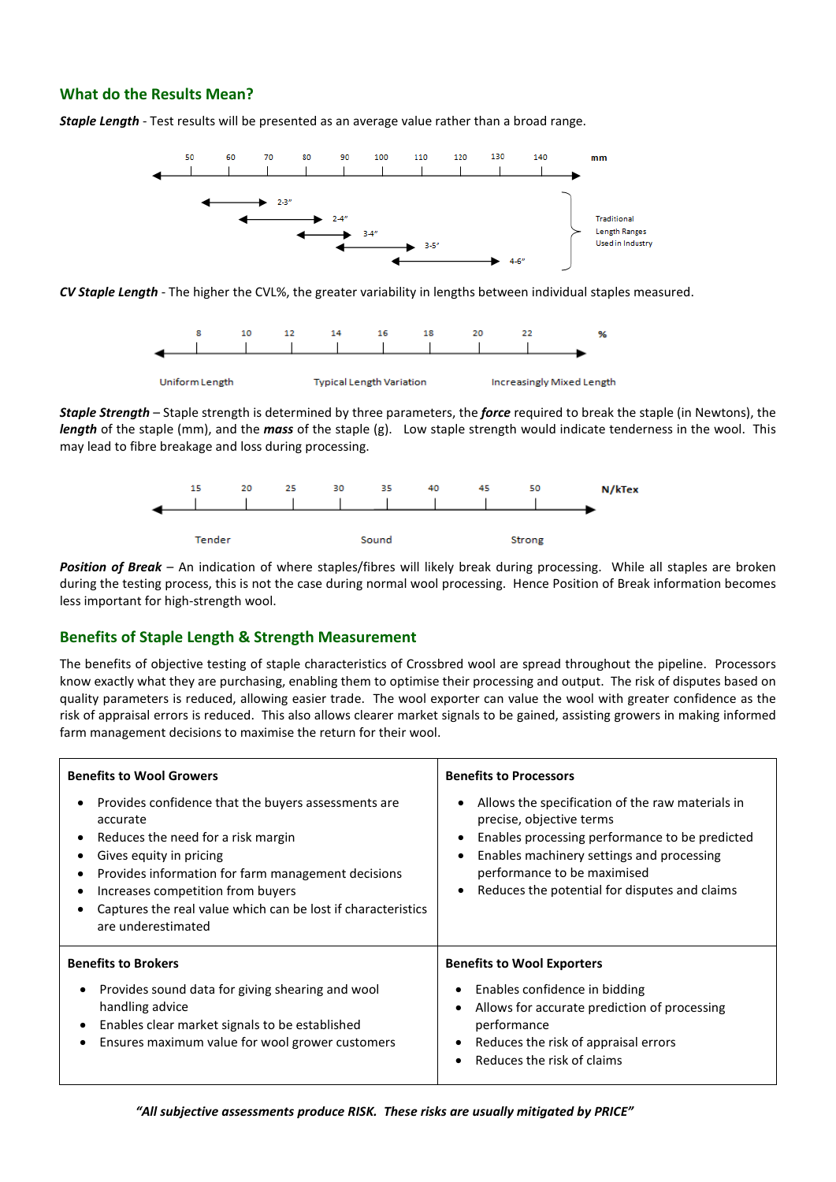## What do the Results Mean?

***Staple Length*** - Test results will be presented as an average value rather than a broad range.

50 60 70 80 90 100 110 120 130 140 mm

2-3"
2-4"
3-4"
3-5"
4-6"

Traditional Length Ranges Used in Industry

***CV Staple Length*** - The higher the CVL%, the greater variability in lengths between individual staples measured.

8 10 12 14 16 18 20 22 %

Uniform Length
Typical Length Variation
Increasingly Mixed Length

***Staple Strength*** – Staple strength is determined by three parameters, the ***force*** required to break the staple (in Newtons), the ***length*** of the staple (mm), and the ***mass*** of the staple (g). Low staple strength would indicate tenderness in the wool. This may lead to fibre breakage and loss during processing.

15 20 25 30 35 40 45 50 N/kTex

Tender
Sound
Strong

***Position of Break*** – An indication of where staples/fibres will likely break during processing. While all staples are broken during the testing process, this is not the case during normal wool processing. Hence Position of Break information becomes less important for high-strength wool.

## Benefits of Staple Length & Strength Measurement

The benefits of objective testing of staple characteristics of Crossbred wool are spread throughout the pipeline. Processors know exactly what they are purchasing, enabling them to optimise their processing and output. The risk of disputes based on quality parameters is reduced, allowing easier trade. The wool exporter can value the wool with greater confidence as the risk of appraisal errors is reduced. This also allows clearer market signals to be gained, assisting growers in making informed farm management decisions to maximise the return for their wool.

| **Benefits to Wool Growers** | **Benefits to Processors** |
|---|---|
| • Provides confidence that the buyers assessments are accurate<br>• Reduces the need for a risk margin<br>• Gives equity in pricing<br>• Provides information for farm management decisions<br>• Increases competition from buyers<br>• Captures the real value which can be lost if characteristics are underestimated | • Allows the specification of the raw materials in precise, objective terms<br>• Enables processing performance to be predicted<br>• Enables machinery settings and processing performance to be maximised<br>• Reduces the potential for disputes and claims |
| **Benefits to Brokers** | **Benefits to Wool Exporters** |
| • Provides sound data for giving shearing and wool handling advice<br>• Enables clear market signals to be established<br>• Ensures maximum value for wool grower customers | • Enables confidence in bidding<br>• Allows for accurate prediction of processing performance<br>• Reduces the risk of appraisal errors<br>• Reduces the risk of claims |

***"All subjective assessments produce RISK. These risks are usually mitigated by PRICE"***